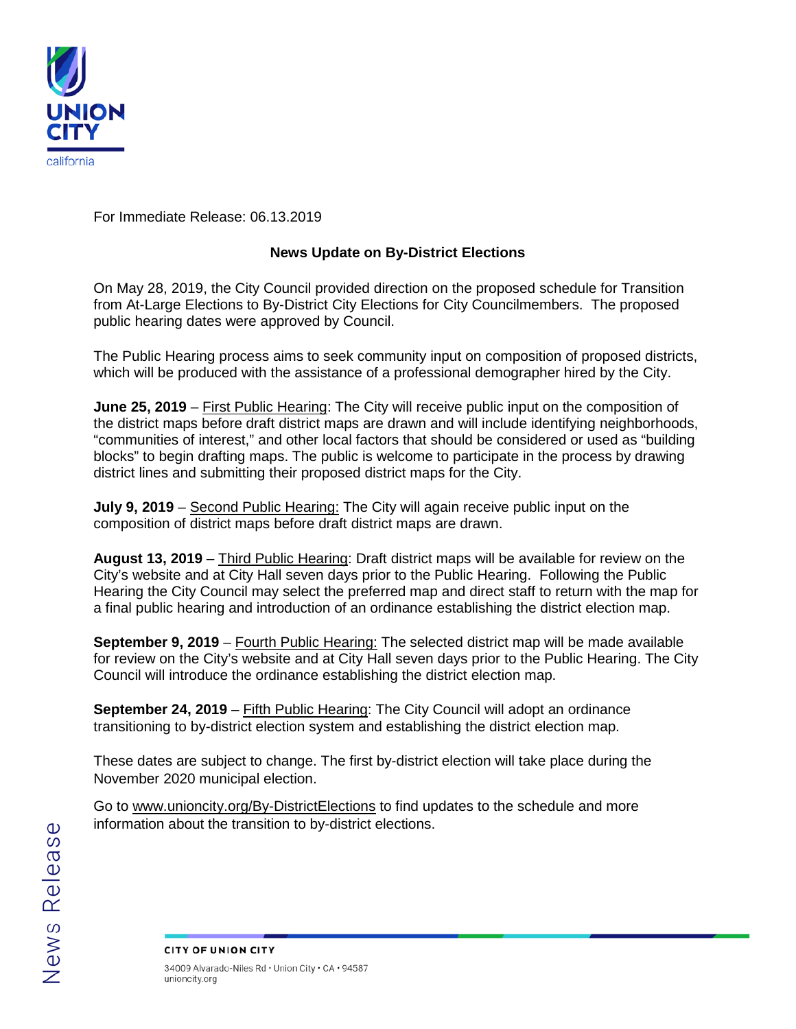UNION CITY
california

For Immediate Release: 06.13.2019

## News Update on By-District Elections

On May 28, 2019, the City Council provided direction on the proposed schedule for Transition from At-Large Elections to By-District City Elections for City Councilmembers. The proposed public hearing dates were approved by Council.

The Public Hearing process aims to seek community input on composition of proposed districts, which will be produced with the assistance of a professional demographer hired by the City.

**June 25, 2019** – First Public Hearing: The City will receive public input on the composition of the district maps before draft district maps are drawn and will include identifying neighborhoods, "communities of interest," and other local factors that should be considered or used as "building blocks" to begin drafting maps. The public is welcome to participate in the process by drawing district lines and submitting their proposed district maps for the City.

**July 9, 2019** – Second Public Hearing: The City will again receive public input on the composition of district maps before draft district maps are drawn.

**August 13, 2019** – Third Public Hearing: Draft district maps will be available for review on the City's website and at City Hall seven days prior to the Public Hearing. Following the Public Hearing the City Council may select the preferred map and direct staff to return with the map for a final public hearing and introduction of an ordinance establishing the district election map.

**September 9, 2019** – Fourth Public Hearing: The selected district map will be made available for review on the City's website and at City Hall seven days prior to the Public Hearing. The City Council will introduce the ordinance establishing the district election map.

**September 24, 2019** – Fifth Public Hearing: The City Council will adopt an ordinance transitioning to by-district election system and establishing the district election map.

These dates are subject to change. The first by-district election will take place during the November 2020 municipal election.

Go to www.unioncity.org/By-DistrictElections to find updates to the schedule and more information about the transition to by-district elections.

News Release

CITY OF UNION CITY

34009 Alvarado-Niles Rd • Union City • CA • 94587
unioncity.org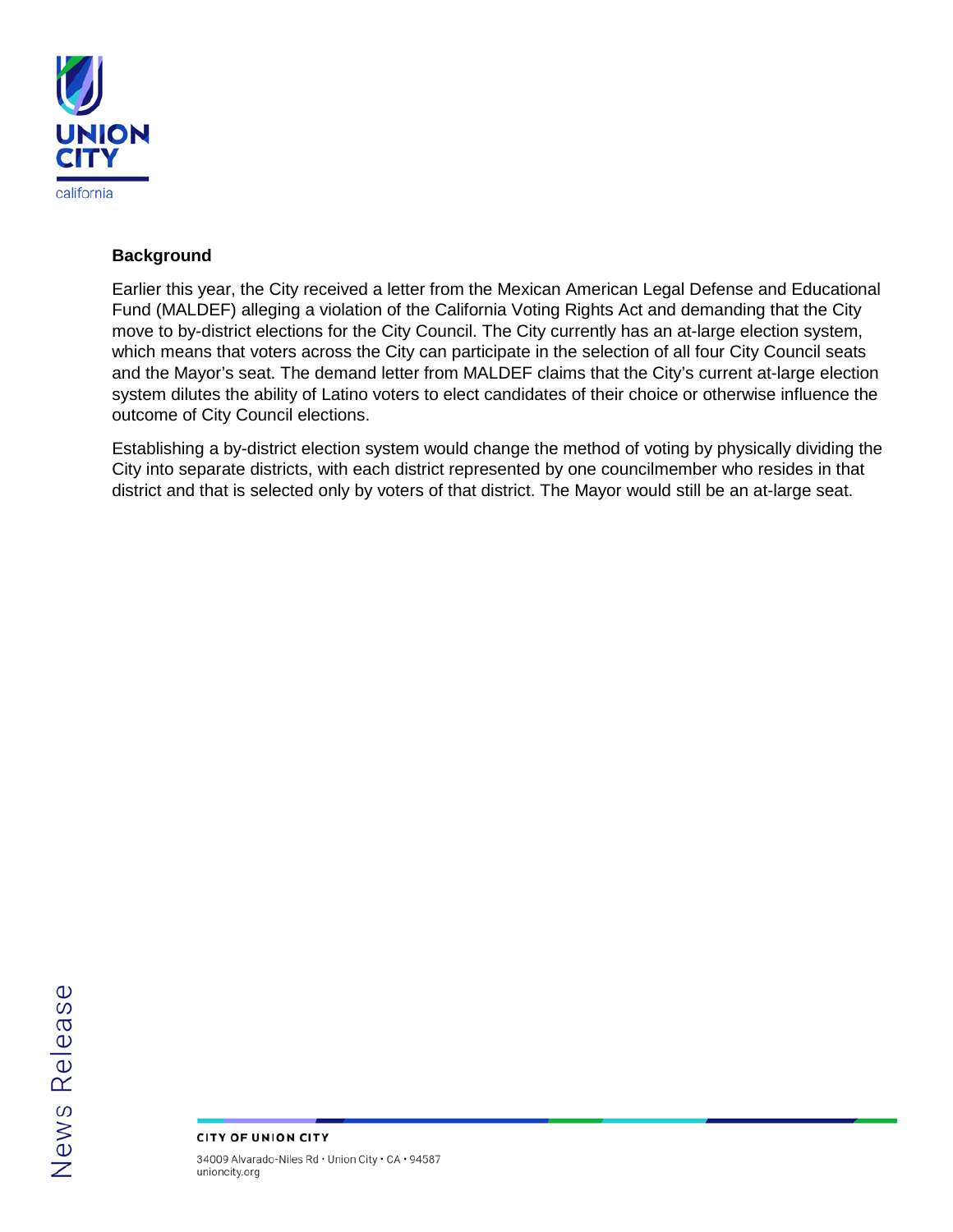## Background

Earlier this year, the City received a letter from the Mexican American Legal Defense and Educational Fund (MALDEF) alleging a violation of the California Voting Rights Act and demanding that the City move to by-district elections for the City Council. The City currently has an at-large election system, which means that voters across the City can participate in the selection of all four City Council seats and the Mayor's seat. The demand letter from MALDEF claims that the City's current at-large election system dilutes the ability of Latino voters to elect candidates of their choice or otherwise influence the outcome of City Council elections.

Establishing a by-district election system would change the method of voting by physically dividing the City into separate districts, with each district represented by one councilmember who resides in that district and that is selected only by voters of that district. The Mayor would still be an at-large seat.